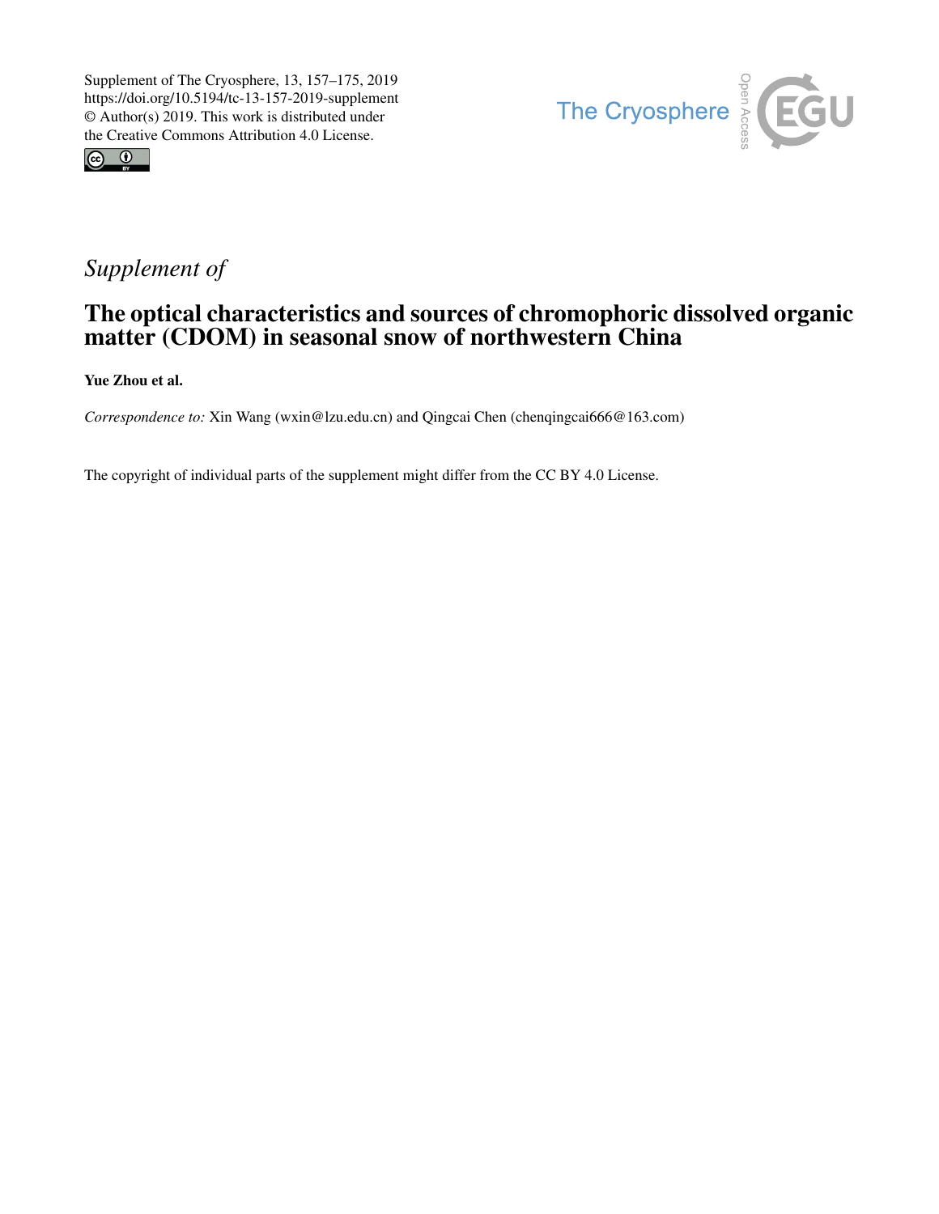Supplement of The Cryosphere, 13, 157–175, 2019
https://doi.org/10.5194/tc-13-157-2019-supplement
© Author(s) 2019. This work is distributed under
the Creative Commons Attribution 4.0 License.

*Supplement of*

# The optical characteristics and sources of chromophoric dissolved organic matter (CDOM) in seasonal snow of northwestern China

**Yue Zhou et al.**

*Correspondence to:* Xin Wang (wxin@lzu.edu.cn) and Qingcai Chen (chenqingcai666@163.com)

The copyright of individual parts of the supplement might differ from the CC BY 4.0 License.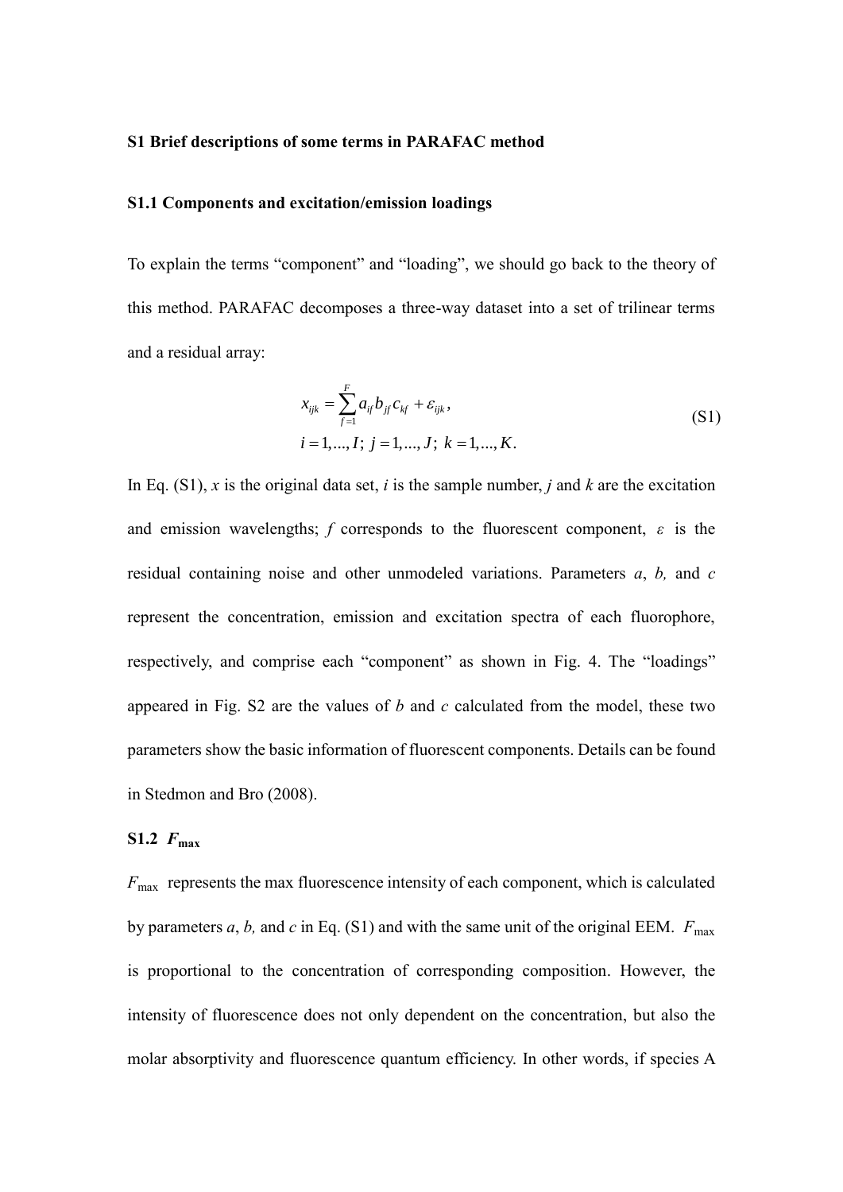## S1 Brief descriptions of some terms in PARAFAC method

### S1.1 Components and excitation/emission loadings

To explain the terms "component" and "loading", we should go back to the theory of this method. PARAFAC decomposes a three-way dataset into a set of trilinear terms and a residual array:

$$
\begin{aligned}
x_{ijk} &= \sum_{f=1}^{F} a_{if} b_{jf} c_{kf} + \varepsilon_{ijk}, \\
i &= 1,...,I;\ j = 1,...,J;\ k = 1,...,K.
\end{aligned}
\tag{S1}
$$

In Eq. (S1), $x$ is the original data set, $i$ is the sample number, $j$ and $k$ are the excitation and emission wavelengths; $f$ corresponds to the fluorescent component, $\varepsilon$ is the residual containing noise and other unmodeled variations. Parameters $a$, $b$, and $c$ represent the concentration, emission and excitation spectra of each fluorophore, respectively, and comprise each "component" as shown in Fig. 4. The "loadings" appeared in Fig. S2 are the values of $b$ and $c$ calculated from the model, these two parameters show the basic information of fluorescent components. Details can be found in Stedmon and Bro (2008).

### S1.2 $F_{\max}$

$F_{\max}$ represents the max fluorescence intensity of each component, which is calculated by parameters $a$, $b$, and $c$ in Eq. (S1) and with the same unit of the original EEM. $F_{\max}$ is proportional to the concentration of corresponding composition. However, the intensity of fluorescence does not only dependent on the concentration, but also the molar absorptivity and fluorescence quantum efficiency. In other words, if species A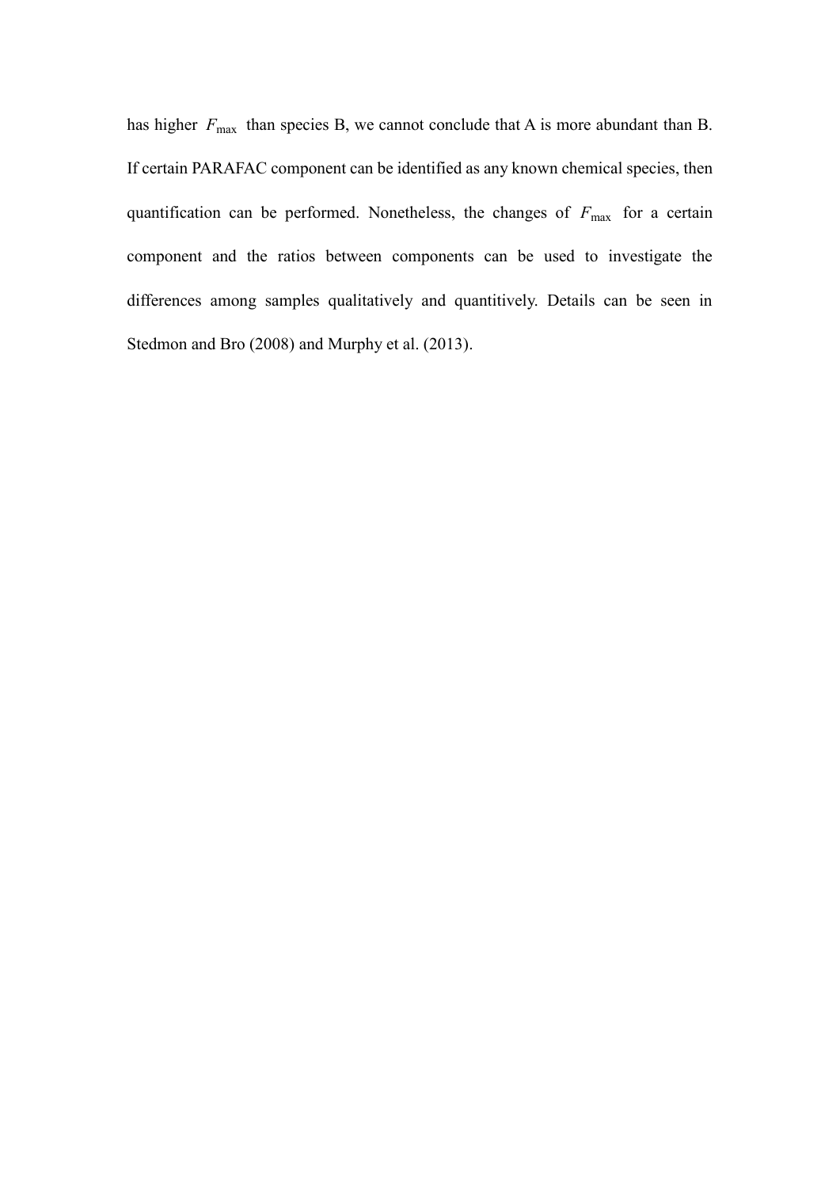has higher $F_{max}$ than species B, we cannot conclude that A is more abundant than B. If certain PARAFAC component can be identified as any known chemical species, then quantification can be performed. Nonetheless, the changes of $F_{max}$ for a certain component and the ratios between components can be used to investigate the differences among samples qualitatively and quantitively. Details can be seen in Stedmon and Bro (2008) and Murphy et al. (2013).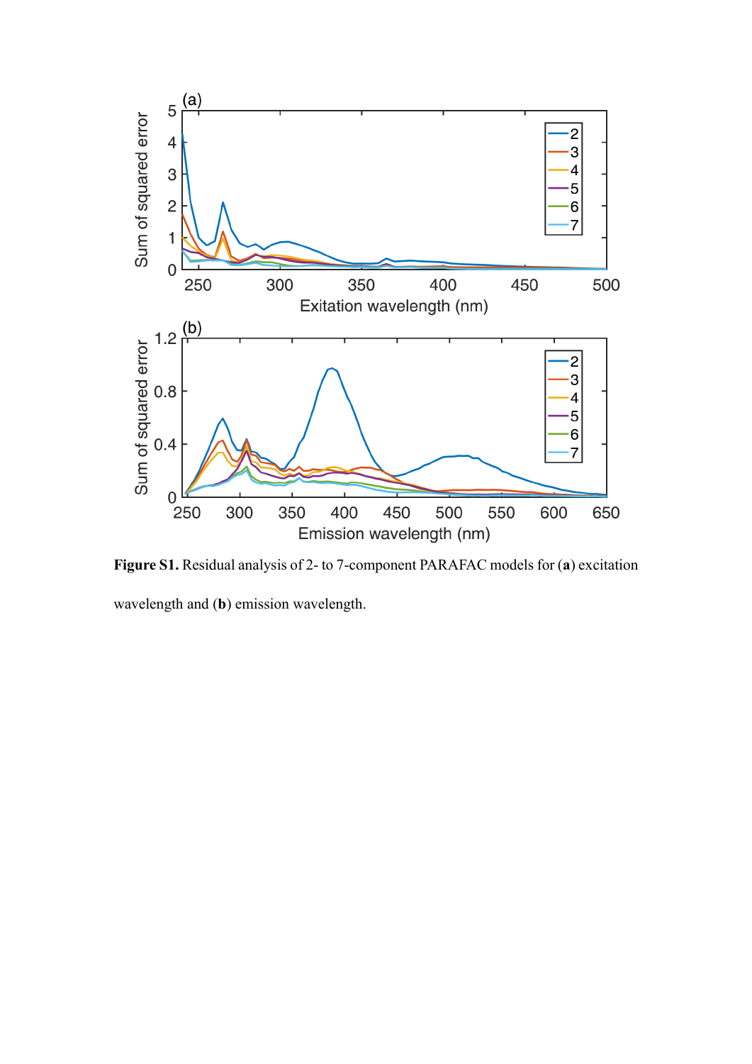**Figure S1.** Residual analysis of 2- to 7-component PARAFAC models for (**a**) excitation wavelength and (**b**) emission wavelength.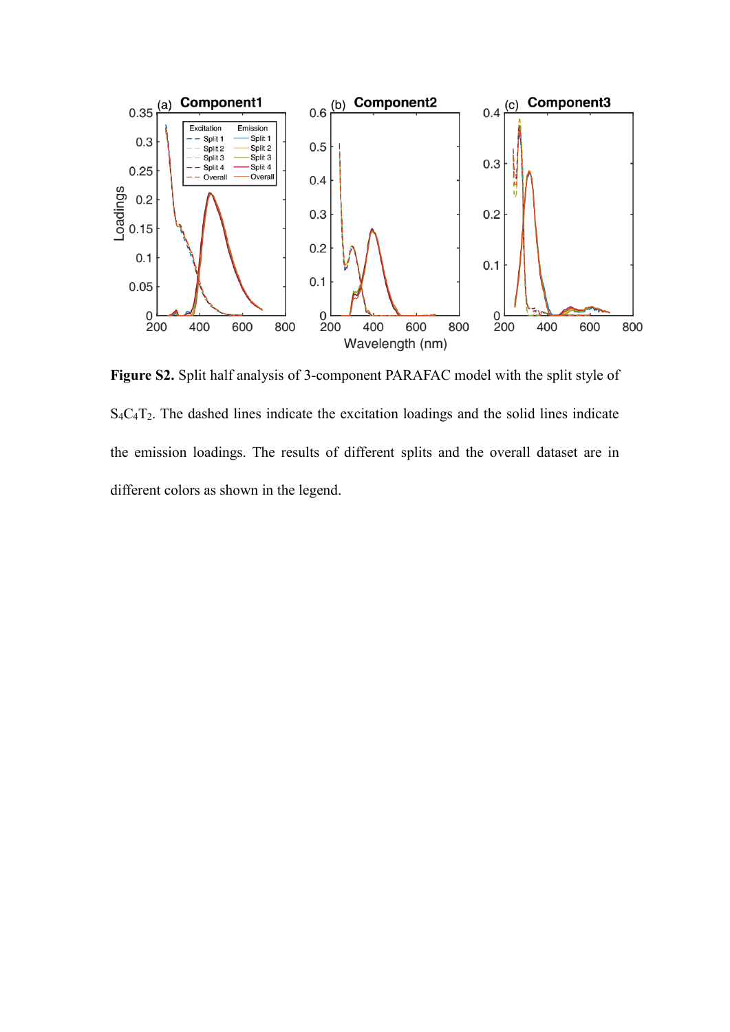**Figure S2.** Split half analysis of 3-component PARAFAC model with the split style of $S_4C_4T_2$. The dashed lines indicate the excitation loadings and the solid lines indicate the emission loadings. The results of different splits and the overall dataset are in different colors as shown in the legend.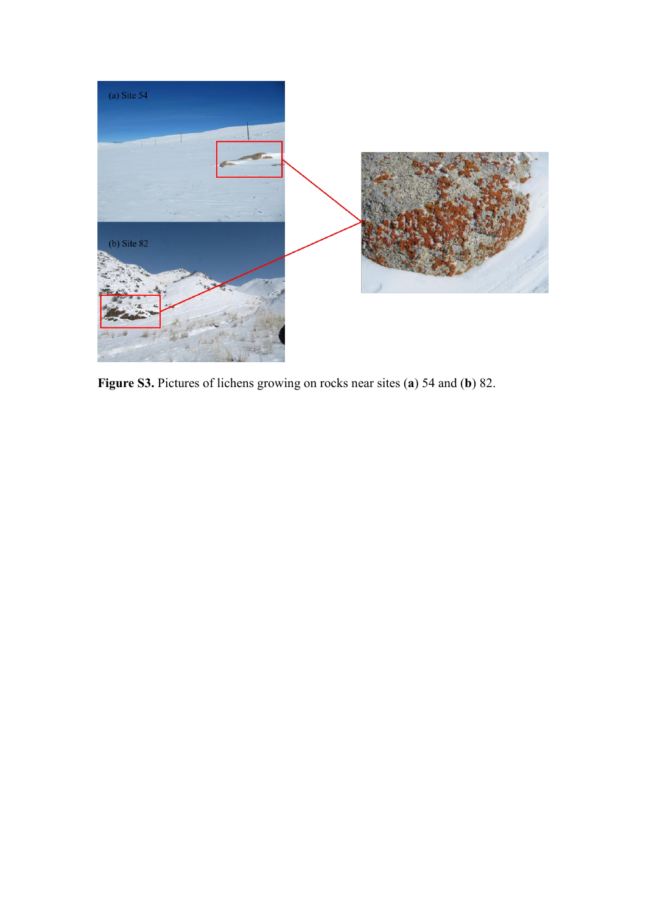**Figure S3.** Pictures of lichens growing on rocks near sites (**a**) 54 and (**b**) 82.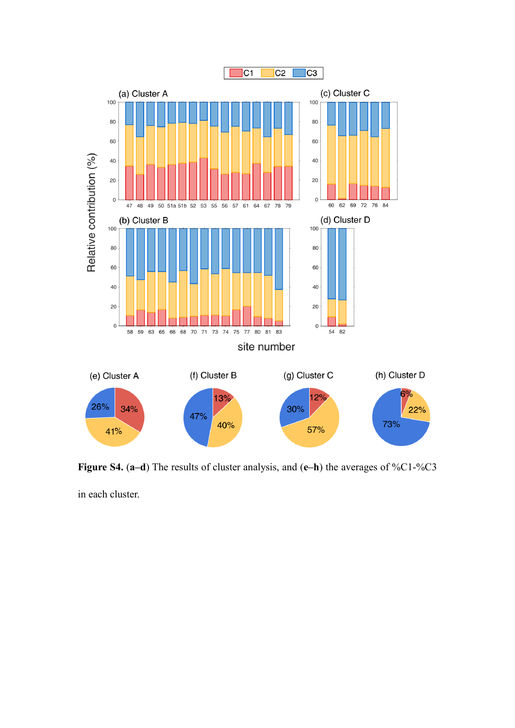**Figure S4.** (**a–d**) The results of cluster analysis, and (**e–h**) the averages of %C1-%C3 in each cluster.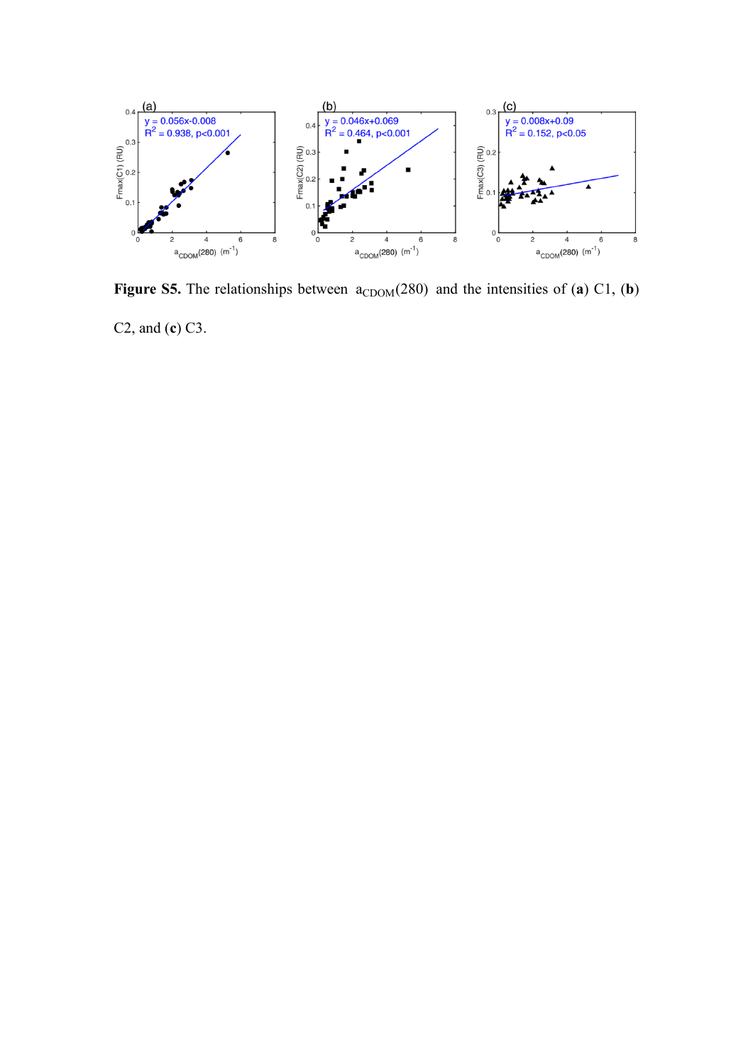**Figure S5.** The relationships between $a_{CDOM}(280)$ and the intensities of (**a**) C1, (**b**) C2, and (**c**) C3.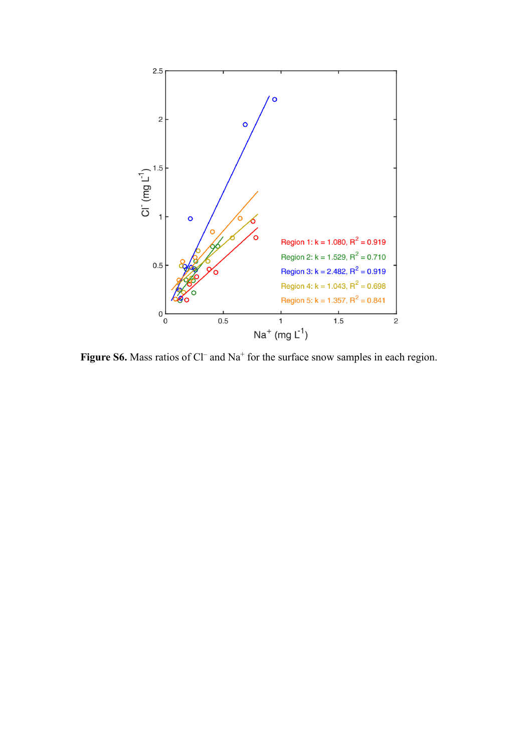**Figure S6.** Mass ratios of $Cl^-$ and $Na^+$ for the surface snow samples in each region.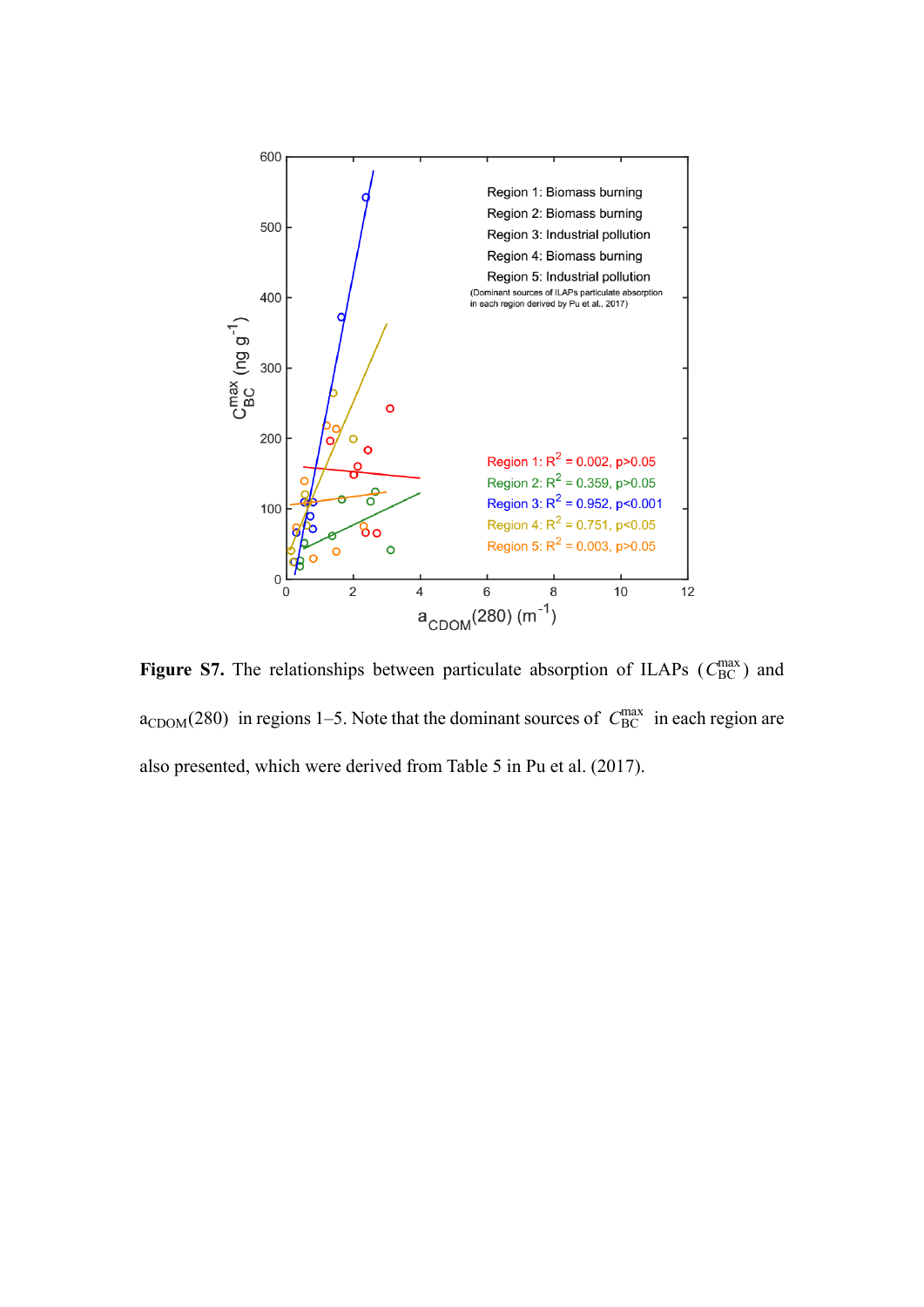**Figure S7.** The relationships between particulate absorption of ILAPs ($C_{BC}^{max}$) and $a_{CDOM}(280)$ in regions 1–5. Note that the dominant sources of $C_{BC}^{max}$ in each region are also presented, which were derived from Table 5 in Pu et al. (2017).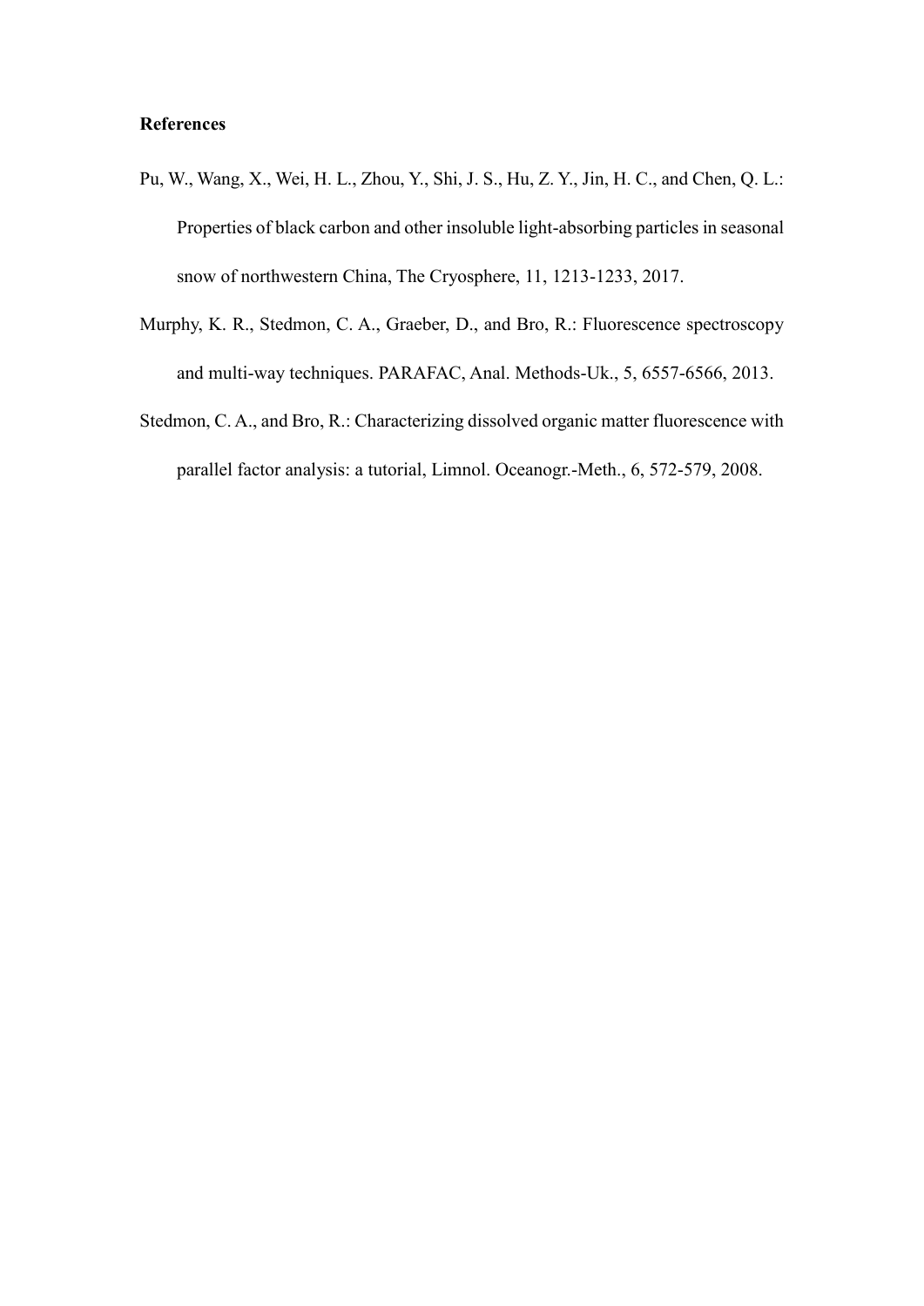**References**

Pu, W., Wang, X., Wei, H. L., Zhou, Y., Shi, J. S., Hu, Z. Y., Jin, H. C., and Chen, Q. L.: Properties of black carbon and other insoluble light-absorbing particles in seasonal snow of northwestern China, The Cryosphere, 11, 1213-1233, 2017.

Murphy, K. R., Stedmon, C. A., Graeber, D., and Bro, R.: Fluorescence spectroscopy and multi-way techniques. PARAFAC, Anal. Methods-Uk., 5, 6557-6566, 2013.

Stedmon, C. A., and Bro, R.: Characterizing dissolved organic matter fluorescence with parallel factor analysis: a tutorial, Limnol. Oceanogr.-Meth., 6, 572-579, 2008.